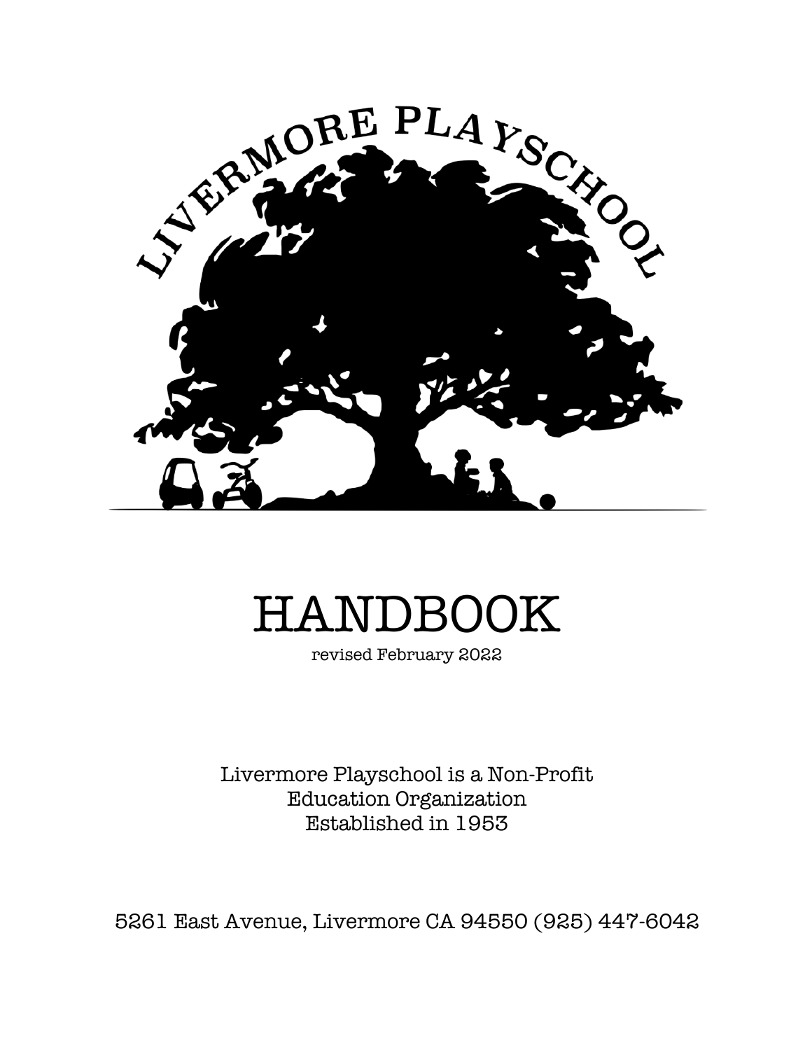LIVERMORE PLAYSCHOOL

# HANDBOOK

revised February 2022

Livermore Playschool is a Non-Profit
Education Organization
Established in 1953

5261 East Avenue, Livermore CA 94550 (925) 447-6042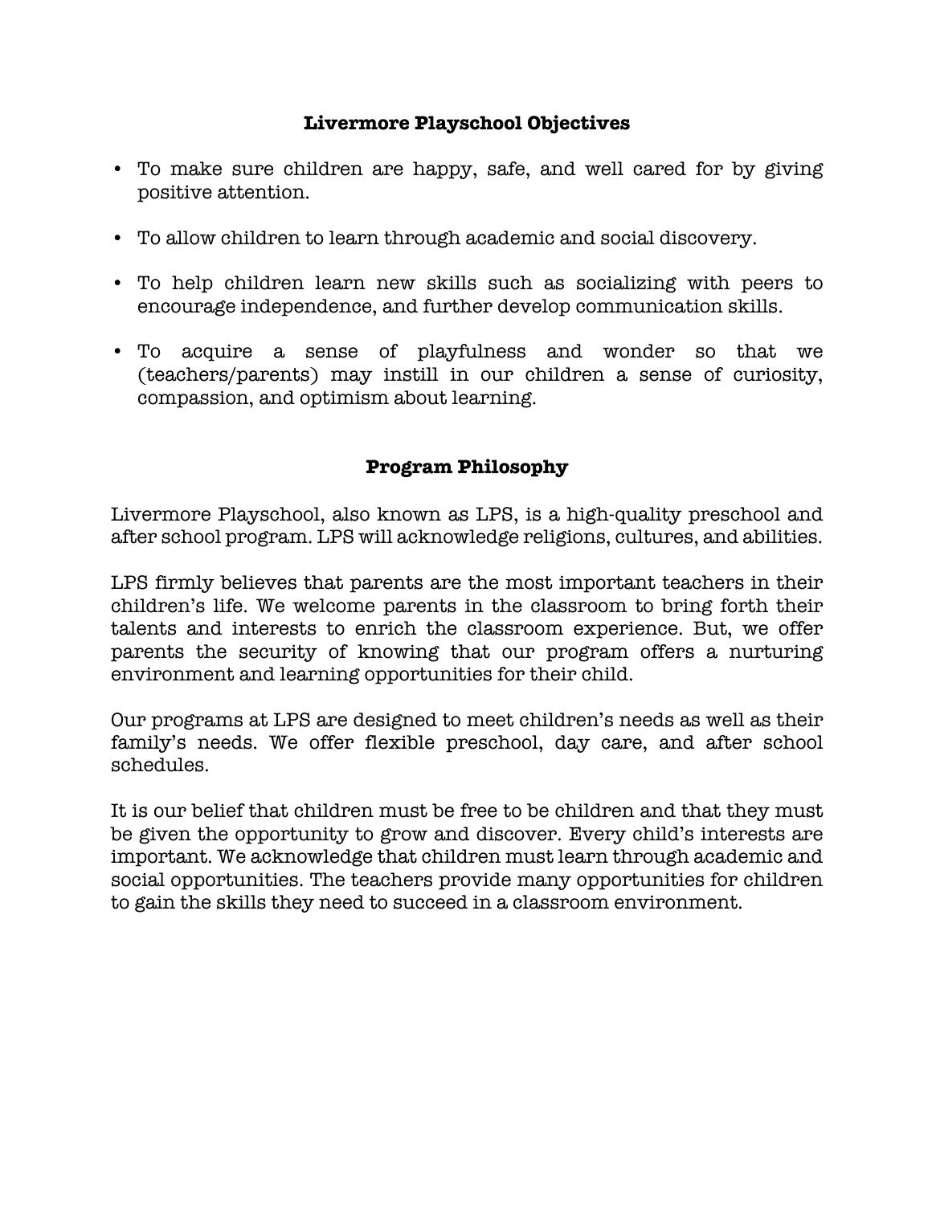## Livermore Playschool Objectives

- To make sure children are happy, safe, and well cared for by giving positive attention.
- To allow children to learn through academic and social discovery.
- To help children learn new skills such as socializing with peers to encourage independence, and further develop communication skills.
- To acquire a sense of playfulness and wonder so that we (teachers/parents) may instill in our children a sense of curiosity, compassion, and optimism about learning.

## Program Philosophy

Livermore Playschool, also known as LPS, is a high-quality preschool and after school program. LPS will acknowledge religions, cultures, and abilities.

LPS firmly believes that parents are the most important teachers in their children's life. We welcome parents in the classroom to bring forth their talents and interests to enrich the classroom experience. But, we offer parents the security of knowing that our program offers a nurturing environment and learning opportunities for their child.

Our programs at LPS are designed to meet children's needs as well as their family's needs. We offer flexible preschool, day care, and after school schedules.

It is our belief that children must be free to be children and that they must be given the opportunity to grow and discover. Every child's interests are important. We acknowledge that children must learn through academic and social opportunities. The teachers provide many opportunities for children to gain the skills they need to succeed in a classroom environment.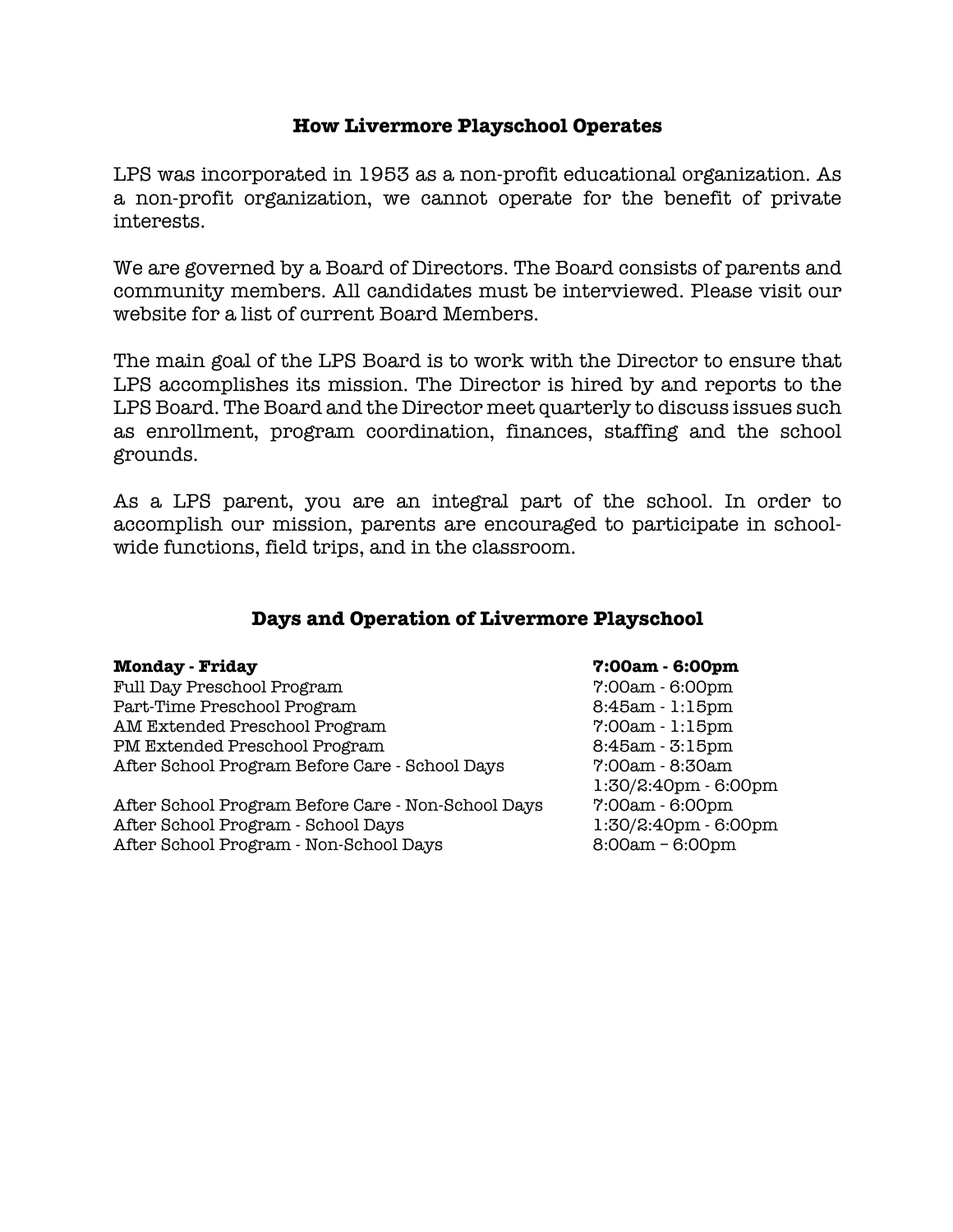## How Livermore Playschool Operates

LPS was incorporated in 1953 as a non-profit educational organization. As a non-profit organization, we cannot operate for the benefit of private interests.

We are governed by a Board of Directors. The Board consists of parents and community members. All candidates must be interviewed. Please visit our website for a list of current Board Members.

The main goal of the LPS Board is to work with the Director to ensure that LPS accomplishes its mission. The Director is hired by and reports to the LPS Board. The Board and the Director meet quarterly to discuss issues such as enrollment, program coordination, finances, staffing and the school grounds.

As a LPS parent, you are an integral part of the school. In order to accomplish our mission, parents are encouraged to participate in school-wide functions, field trips, and in the classroom.

## Days and Operation of Livermore Playschool

| **Monday - Friday** | **7:00am - 6:00pm** |
|---|---|
| Full Day Preschool Program | 7:00am - 6:00pm |
| Part-Time Preschool Program | 8:45am - 1:15pm |
| AM Extended Preschool Program | 7:00am - 1:15pm |
| PM Extended Preschool Program | 8:45am - 3:15pm |
| After School Program Before Care - School Days | 7:00am - 8:30am<br>1:30/2:40pm - 6:00pm |
| After School Program Before Care - Non-School Days | 7:00am - 6:00pm |
| After School Program - School Days | 1:30/2:40pm - 6:00pm |
| After School Program - Non-School Days | 8:00am – 6:00pm |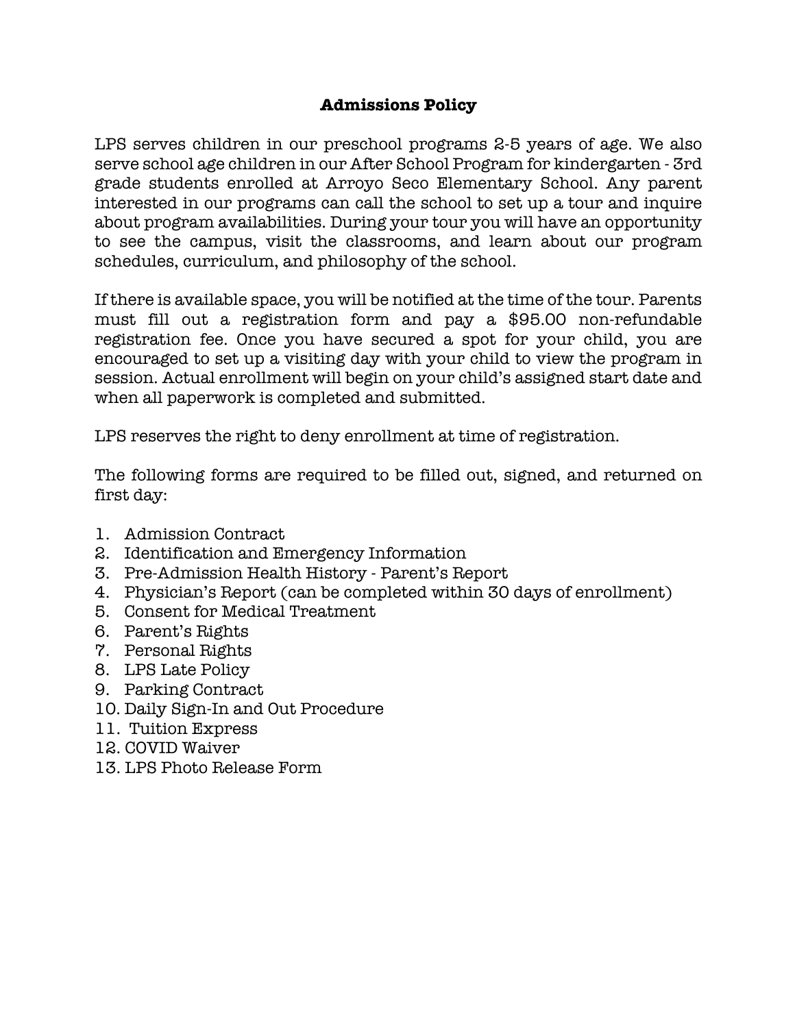## Admissions Policy

LPS serves children in our preschool programs 2-5 years of age. We also serve school age children in our After School Program for kindergarten - 3rd grade students enrolled at Arroyo Seco Elementary School. Any parent interested in our programs can call the school to set up a tour and inquire about program availabilities. During your tour you will have an opportunity to see the campus, visit the classrooms, and learn about our program schedules, curriculum, and philosophy of the school.

If there is available space, you will be notified at the time of the tour. Parents must fill out a registration form and pay a $95.00 non-refundable registration fee. Once you have secured a spot for your child, you are encouraged to set up a visiting day with your child to view the program in session. Actual enrollment will begin on your child's assigned start date and when all paperwork is completed and submitted.

LPS reserves the right to deny enrollment at time of registration.

The following forms are required to be filled out, signed, and returned on first day:

1. Admission Contract
2. Identification and Emergency Information
3. Pre-Admission Health History - Parent's Report
4. Physician's Report (can be completed within 30 days of enrollment)
5. Consent for Medical Treatment
6. Parent's Rights
7. Personal Rights
8. LPS Late Policy
9. Parking Contract
10. Daily Sign-In and Out Procedure
11. Tuition Express
12. COVID Waiver
13. LPS Photo Release Form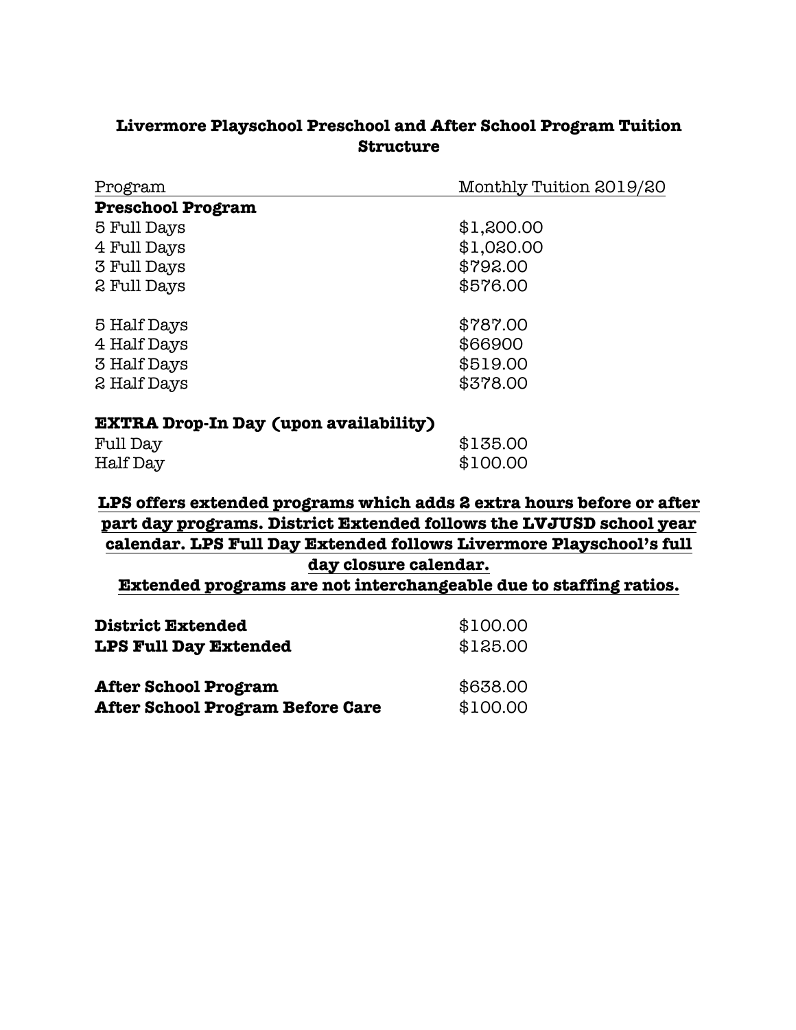## Livermore Playschool Preschool and After School Program Tuition Structure

| Program | Monthly Tuition 2019/20 |
|---|---|
| **Preschool Program** | |
| 5 Full Days | $1,200.00 |
| 4 Full Days | $1,020.00 |
| 3 Full Days | $792.00 |
| 2 Full Days | $576.00 |
| | |
| 5 Half Days | $787.00 |
| 4 Half Days | $66900 |
| 3 Half Days | $519.00 |
| 2 Half Days | $378.00 |
| | |
| **EXTRA Drop-In Day (upon availability)** | |
| Full Day | $135.00 |
| Half Day | $100.00 |

**LPS offers extended programs which adds 2 extra hours before or after part day programs. District Extended follows the LVJUSD school year calendar. LPS Full Day Extended follows Livermore Playschool's full day closure calendar.**

**Extended programs are not interchangeable due to staffing ratios.**

| | |
|---|---|
| **District Extended** | $100.00 |
| **LPS Full Day Extended** | $125.00 |
| | |
| **After School Program** | $638.00 |
| **After School Program Before Care** | $100.00 |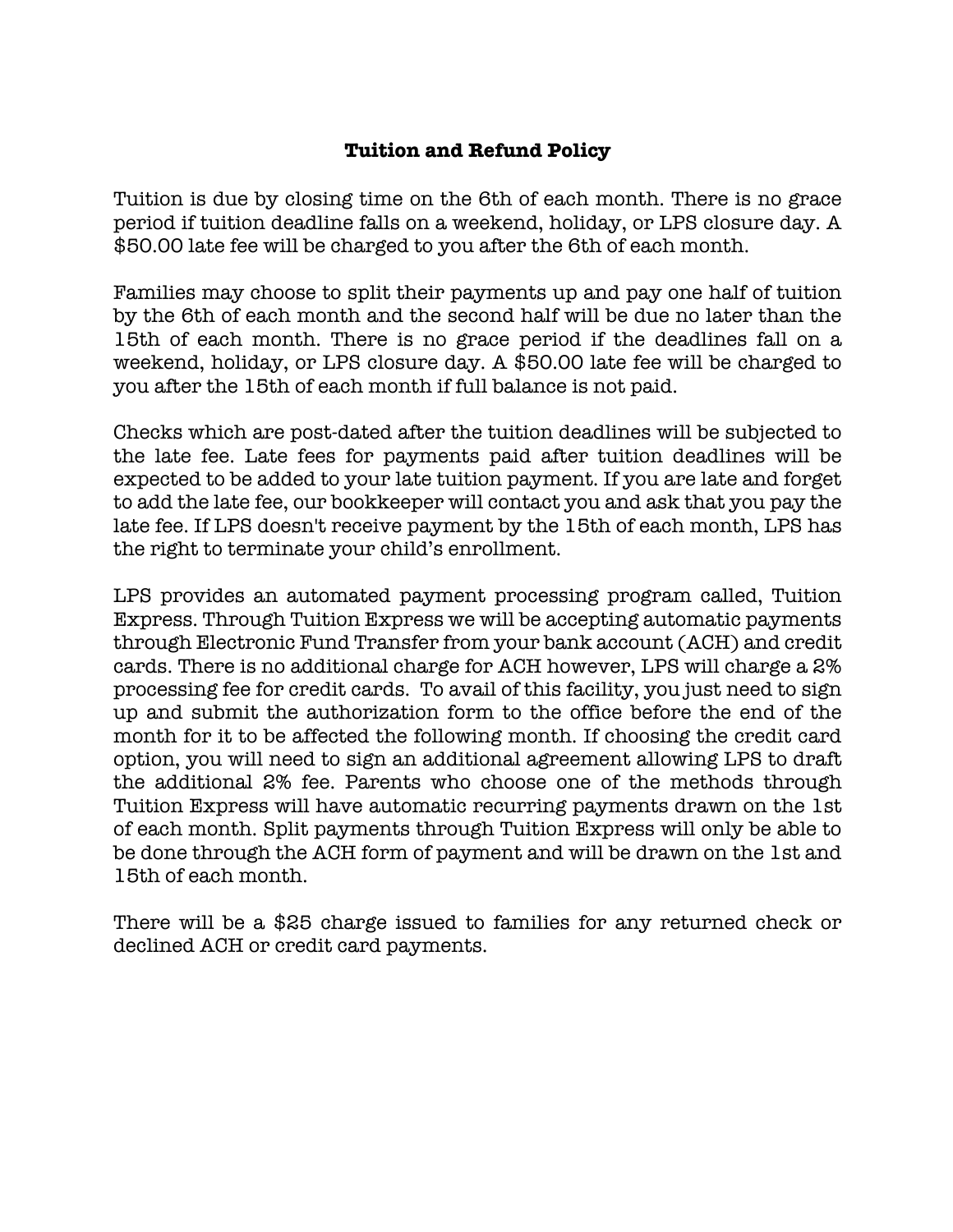**Tuition and Refund Policy**

Tuition is due by closing time on the 6th of each month. There is no grace period if tuition deadline falls on a weekend, holiday, or LPS closure day. A $50.00 late fee will be charged to you after the 6th of each month.

Families may choose to split their payments up and pay one half of tuition by the 6th of each month and the second half will be due no later than the 15th of each month. There is no grace period if the deadlines fall on a weekend, holiday, or LPS closure day. A $50.00 late fee will be charged to you after the 15th of each month if full balance is not paid.

Checks which are post-dated after the tuition deadlines will be subjected to the late fee. Late fees for payments paid after tuition deadlines will be expected to be added to your late tuition payment. If you are late and forget to add the late fee, our bookkeeper will contact you and ask that you pay the late fee. If LPS doesn't receive payment by the 15th of each month, LPS has the right to terminate your child's enrollment.

LPS provides an automated payment processing program called, Tuition Express. Through Tuition Express we will be accepting automatic payments through Electronic Fund Transfer from your bank account (ACH) and credit cards. There is no additional charge for ACH however, LPS will charge a 2% processing fee for credit cards. To avail of this facility, you just need to sign up and submit the authorization form to the office before the end of the month for it to be affected the following month. If choosing the credit card option, you will need to sign an additional agreement allowing LPS to draft the additional 2% fee. Parents who choose one of the methods through Tuition Express will have automatic recurring payments drawn on the 1st of each month. Split payments through Tuition Express will only be able to be done through the ACH form of payment and will be drawn on the 1st and 15th of each month.

There will be a $25 charge issued to families for any returned check or declined ACH or credit card payments.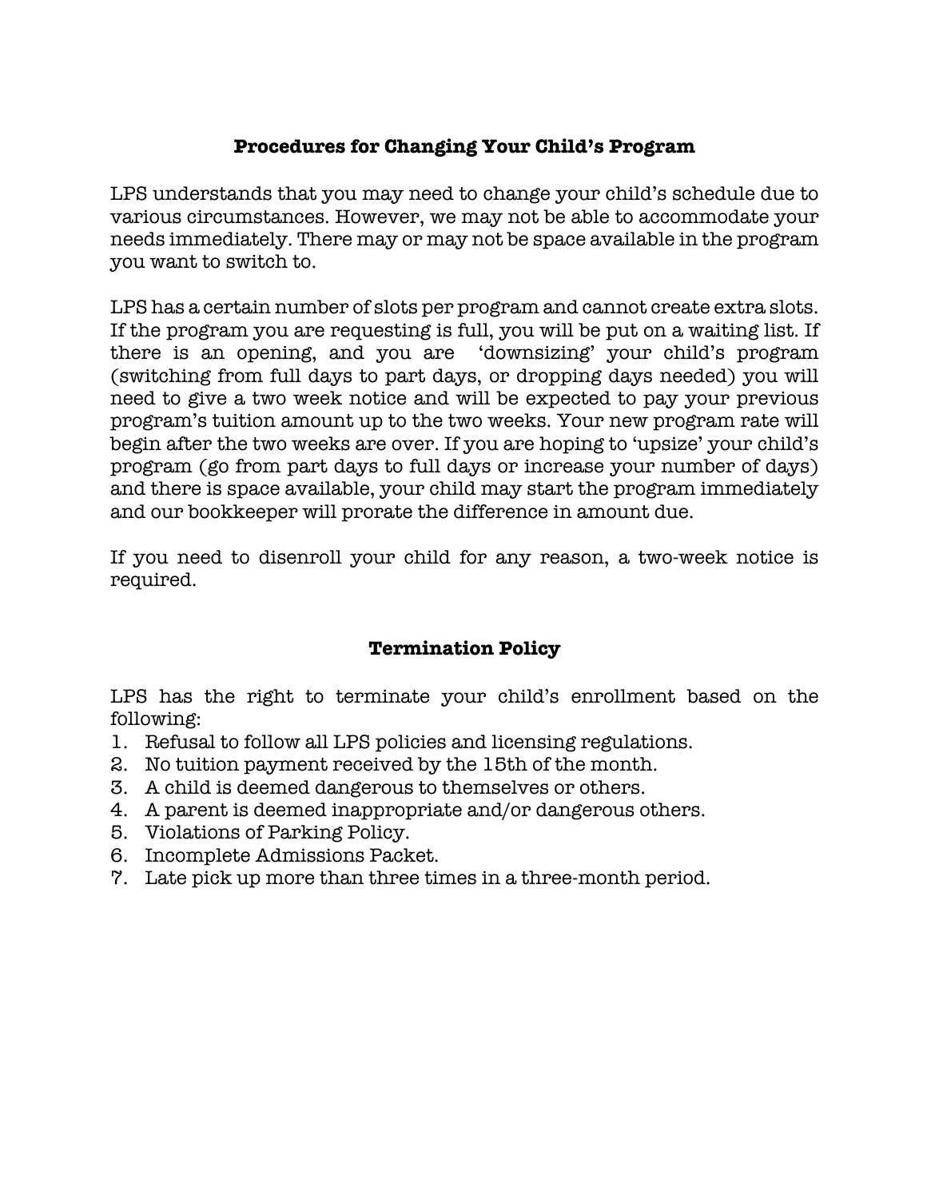## Procedures for Changing Your Child's Program

LPS understands that you may need to change your child's schedule due to various circumstances. However, we may not be able to accommodate your needs immediately. There may or may not be space available in the program you want to switch to.

LPS has a certain number of slots per program and cannot create extra slots. If the program you are requesting is full, you will be put on a waiting list. If there is an opening, and you are 'downsizing' your child's program (switching from full days to part days, or dropping days needed) you will need to give a two week notice and will be expected to pay your previous program's tuition amount up to the two weeks. Your new program rate will begin after the two weeks are over. If you are hoping to 'upsize' your child's program (go from part days to full days or increase your number of days) and there is space available, your child may start the program immediately and our bookkeeper will prorate the difference in amount due.

If you need to disenroll your child for any reason, a two-week notice is required.

## Termination Policy

LPS has the right to terminate your child's enrollment based on the following:

1. Refusal to follow all LPS policies and licensing regulations.
2. No tuition payment received by the 15th of the month.
3. A child is deemed dangerous to themselves or others.
4. A parent is deemed inappropriate and/or dangerous others.
5. Violations of Parking Policy.
6. Incomplete Admissions Packet.
7. Late pick up more than three times in a three-month period.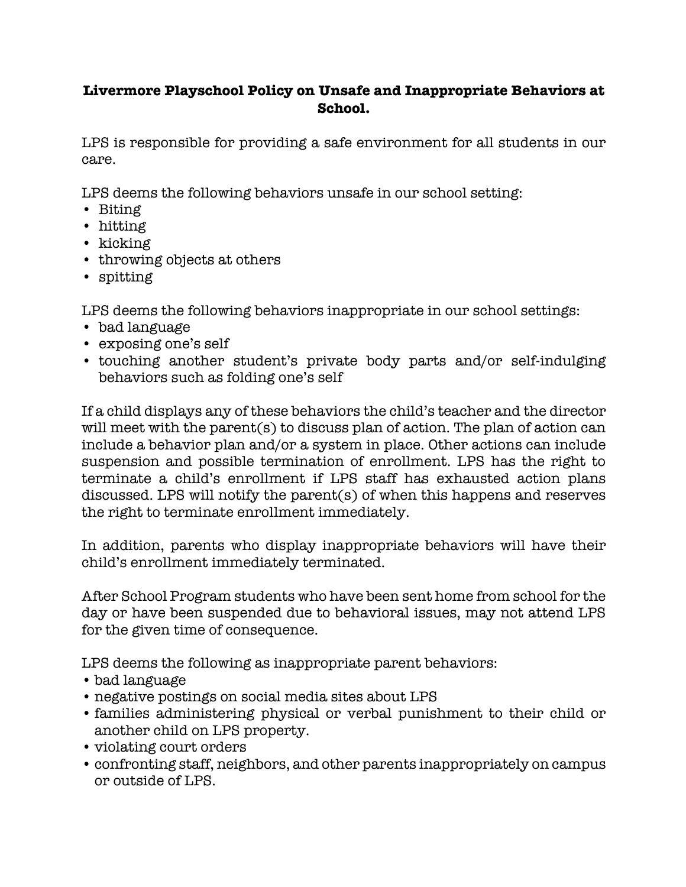## Livermore Playschool Policy on Unsafe and Inappropriate Behaviors at School.

LPS is responsible for providing a safe environment for all students in our care.

LPS deems the following behaviors unsafe in our school setting:

- Biting
- hitting
- kicking
- throwing objects at others
- spitting

LPS deems the following behaviors inappropriate in our school settings:

- bad language
- exposing one's self
- touching another student's private body parts and/or self-indulging behaviors such as folding one's self

If a child displays any of these behaviors the child's teacher and the director will meet with the parent(s) to discuss plan of action. The plan of action can include a behavior plan and/or a system in place. Other actions can include suspension and possible termination of enrollment. LPS has the right to terminate a child's enrollment if LPS staff has exhausted action plans discussed. LPS will notify the parent(s) of when this happens and reserves the right to terminate enrollment immediately.

In addition, parents who display inappropriate behaviors will have their child's enrollment immediately terminated.

After School Program students who have been sent home from school for the day or have been suspended due to behavioral issues, may not attend LPS for the given time of consequence.

LPS deems the following as inappropriate parent behaviors:

- bad language
- negative postings on social media sites about LPS
- families administering physical or verbal punishment to their child or another child on LPS property.
- violating court orders
- confronting staff, neighbors, and other parents inappropriately on campus or outside of LPS.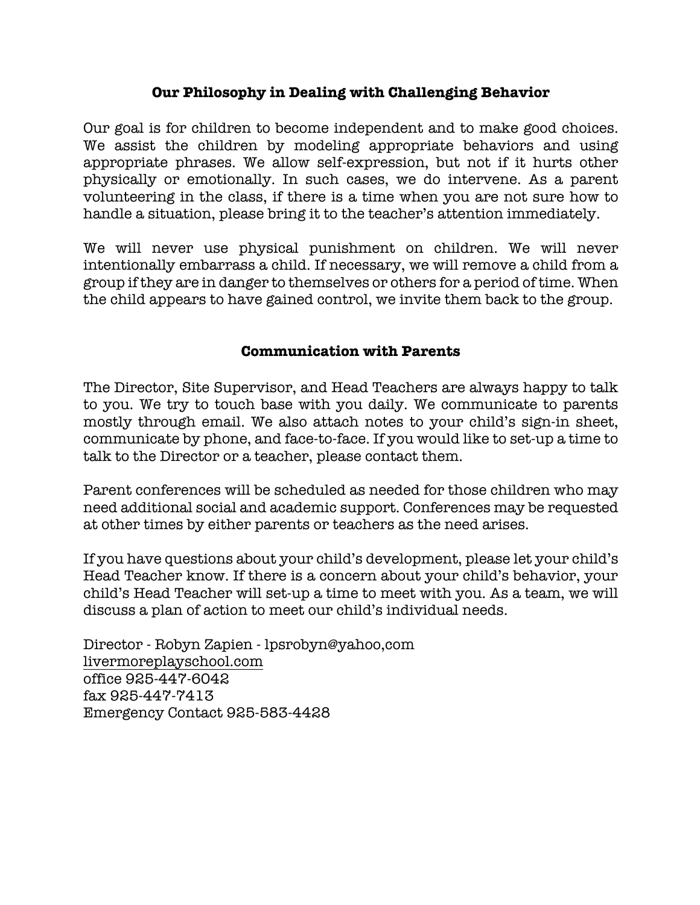## Our Philosophy in Dealing with Challenging Behavior

Our goal is for children to become independent and to make good choices. We assist the children by modeling appropriate behaviors and using appropriate phrases. We allow self-expression, but not if it hurts other physically or emotionally. In such cases, we do intervene. As a parent volunteering in the class, if there is a time when you are not sure how to handle a situation, please bring it to the teacher's attention immediately.

We will never use physical punishment on children. We will never intentionally embarrass a child. If necessary, we will remove a child from a group if they are in danger to themselves or others for a period of time. When the child appears to have gained control, we invite them back to the group.

## Communication with Parents

The Director, Site Supervisor, and Head Teachers are always happy to talk to you. We try to touch base with you daily. We communicate to parents mostly through email. We also attach notes to your child's sign-in sheet, communicate by phone, and face-to-face. If you would like to set-up a time to talk to the Director or a teacher, please contact them.

Parent conferences will be scheduled as needed for those children who may need additional social and academic support. Conferences may be requested at other times by either parents or teachers as the need arises.

If you have questions about your child's development, please let your child's Head Teacher know. If there is a concern about your child's behavior, your child's Head Teacher will set-up a time to meet with you. As a team, we will discuss a plan of action to meet our child's individual needs.

Director - Robyn Zapien - lpsrobyn@yahoo,com  
livermoreplayschool.com  
office 925-447-6042  
fax 925-447-7413  
Emergency Contact 925-583-4428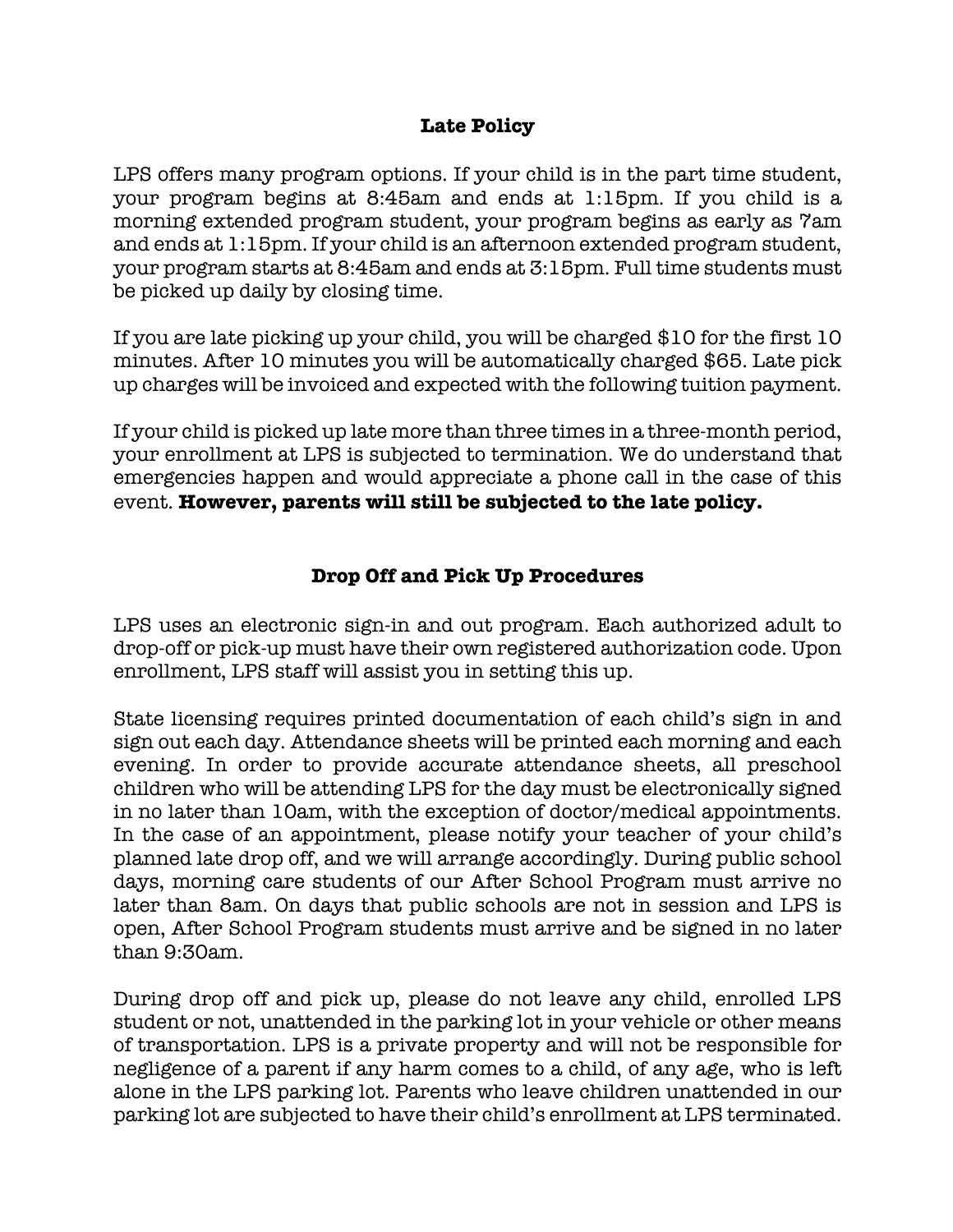## Late Policy

LPS offers many program options. If your child is in the part time student, your program begins at 8:45am and ends at 1:15pm. If you child is a morning extended program student, your program begins as early as 7am and ends at 1:15pm. If your child is an afternoon extended program student, your program starts at 8:45am and ends at 3:15pm. Full time students must be picked up daily by closing time.

If you are late picking up your child, you will be charged $10 for the first 10 minutes. After 10 minutes you will be automatically charged $65. Late pick up charges will be invoiced and expected with the following tuition payment.

If your child is picked up late more than three times in a three-month period, your enrollment at LPS is subjected to termination. We do understand that emergencies happen and would appreciate a phone call in the case of this event. **However, parents will still be subjected to the late policy.**

## Drop Off and Pick Up Procedures

LPS uses an electronic sign-in and out program. Each authorized adult to drop-off or pick-up must have their own registered authorization code. Upon enrollment, LPS staff will assist you in setting this up.

State licensing requires printed documentation of each child's sign in and sign out each day. Attendance sheets will be printed each morning and each evening. In order to provide accurate attendance sheets, all preschool children who will be attending LPS for the day must be electronically signed in no later than 10am, with the exception of doctor/medical appointments. In the case of an appointment, please notify your teacher of your child's planned late drop off, and we will arrange accordingly. During public school days, morning care students of our After School Program must arrive no later than 8am. On days that public schools are not in session and LPS is open, After School Program students must arrive and be signed in no later than 9:30am.

During drop off and pick up, please do not leave any child, enrolled LPS student or not, unattended in the parking lot in your vehicle or other means of transportation. LPS is a private property and will not be responsible for negligence of a parent if any harm comes to a child, of any age, who is left alone in the LPS parking lot. Parents who leave children unattended in our parking lot are subjected to have their child's enrollment at LPS terminated.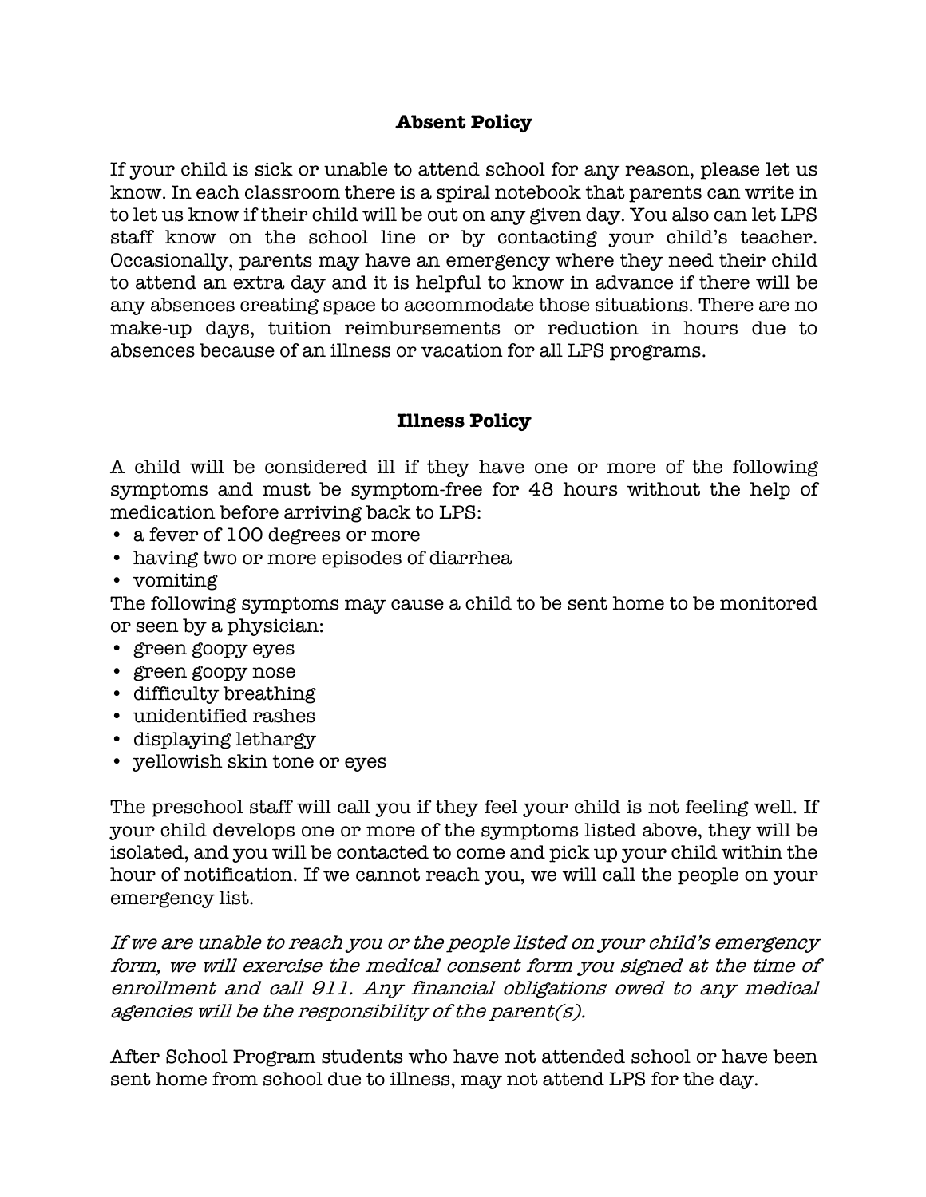## Absent Policy

If your child is sick or unable to attend school for any reason, please let us know. In each classroom there is a spiral notebook that parents can write in to let us know if their child will be out on any given day. You also can let LPS staff know on the school line or by contacting your child's teacher. Occasionally, parents may have an emergency where they need their child to attend an extra day and it is helpful to know in advance if there will be any absences creating space to accommodate those situations. There are no make-up days, tuition reimbursements or reduction in hours due to absences because of an illness or vacation for all LPS programs.

## Illness Policy

A child will be considered ill if they have one or more of the following symptoms and must be symptom-free for 48 hours without the help of medication before arriving back to LPS:

- a fever of 100 degrees or more
- having two or more episodes of diarrhea
- vomiting

The following symptoms may cause a child to be sent home to be monitored or seen by a physician:

- green goopy eyes
- green goopy nose
- difficulty breathing
- unidentified rashes
- displaying lethargy
- yellowish skin tone or eyes

The preschool staff will call you if they feel your child is not feeling well. If your child develops one or more of the symptoms listed above, they will be isolated, and you will be contacted to come and pick up your child within the hour of notification. If we cannot reach you, we will call the people on your emergency list.

*If we are unable to reach you or the people listed on your child's emergency form, we will exercise the medical consent form you signed at the time of enrollment and call 911. Any financial obligations owed to any medical agencies will be the responsibility of the parent(s).*

After School Program students who have not attended school or have been sent home from school due to illness, may not attend LPS for the day.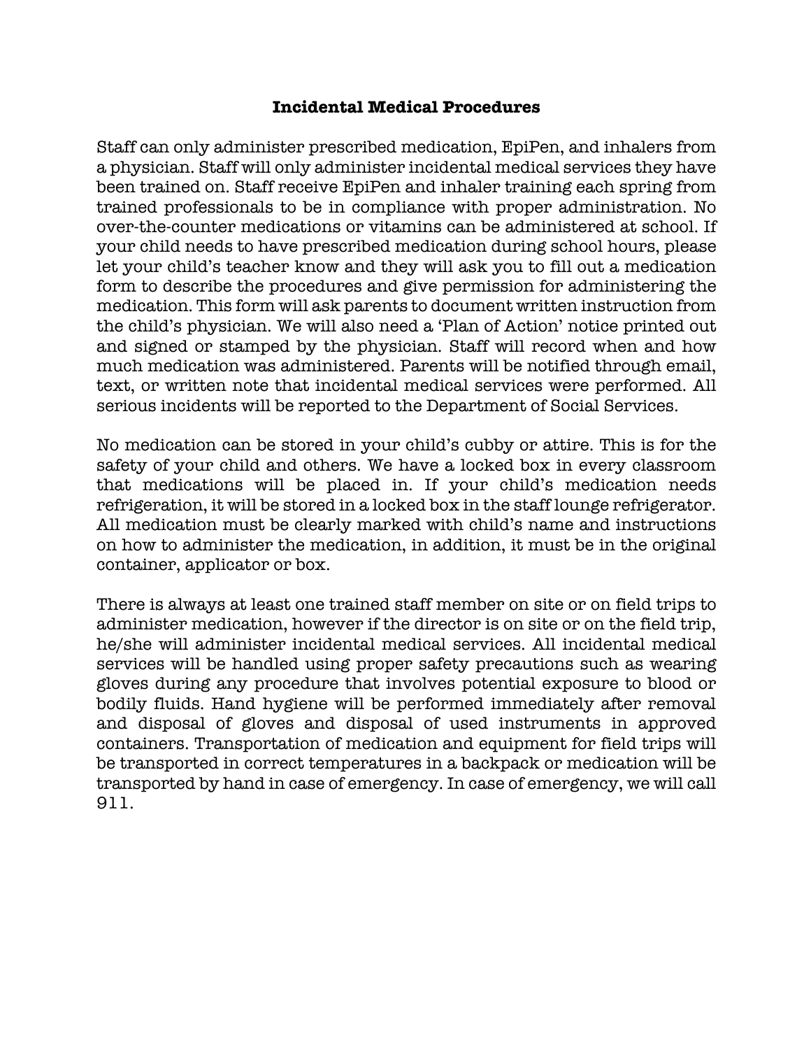## Incidental Medical Procedures

Staff can only administer prescribed medication, EpiPen, and inhalers from a physician. Staff will only administer incidental medical services they have been trained on. Staff receive EpiPen and inhaler training each spring from trained professionals to be in compliance with proper administration. No over-the-counter medications or vitamins can be administered at school. If your child needs to have prescribed medication during school hours, please let your child's teacher know and they will ask you to fill out a medication form to describe the procedures and give permission for administering the medication. This form will ask parents to document written instruction from the child's physician. We will also need a 'Plan of Action' notice printed out and signed or stamped by the physician. Staff will record when and how much medication was administered. Parents will be notified through email, text, or written note that incidental medical services were performed. All serious incidents will be reported to the Department of Social Services.

No medication can be stored in your child's cubby or attire. This is for the safety of your child and others. We have a locked box in every classroom that medications will be placed in. If your child's medication needs refrigeration, it will be stored in a locked box in the staff lounge refrigerator. All medication must be clearly marked with child's name and instructions on how to administer the medication, in addition, it must be in the original container, applicator or box.

There is always at least one trained staff member on site or on field trips to administer medication, however if the director is on site or on the field trip, he/she will administer incidental medical services. All incidental medical services will be handled using proper safety precautions such as wearing gloves during any procedure that involves potential exposure to blood or bodily fluids. Hand hygiene will be performed immediately after removal and disposal of gloves and disposal of used instruments in approved containers. Transportation of medication and equipment for field trips will be transported in correct temperatures in a backpack or medication will be transported by hand in case of emergency. In case of emergency, we will call 911.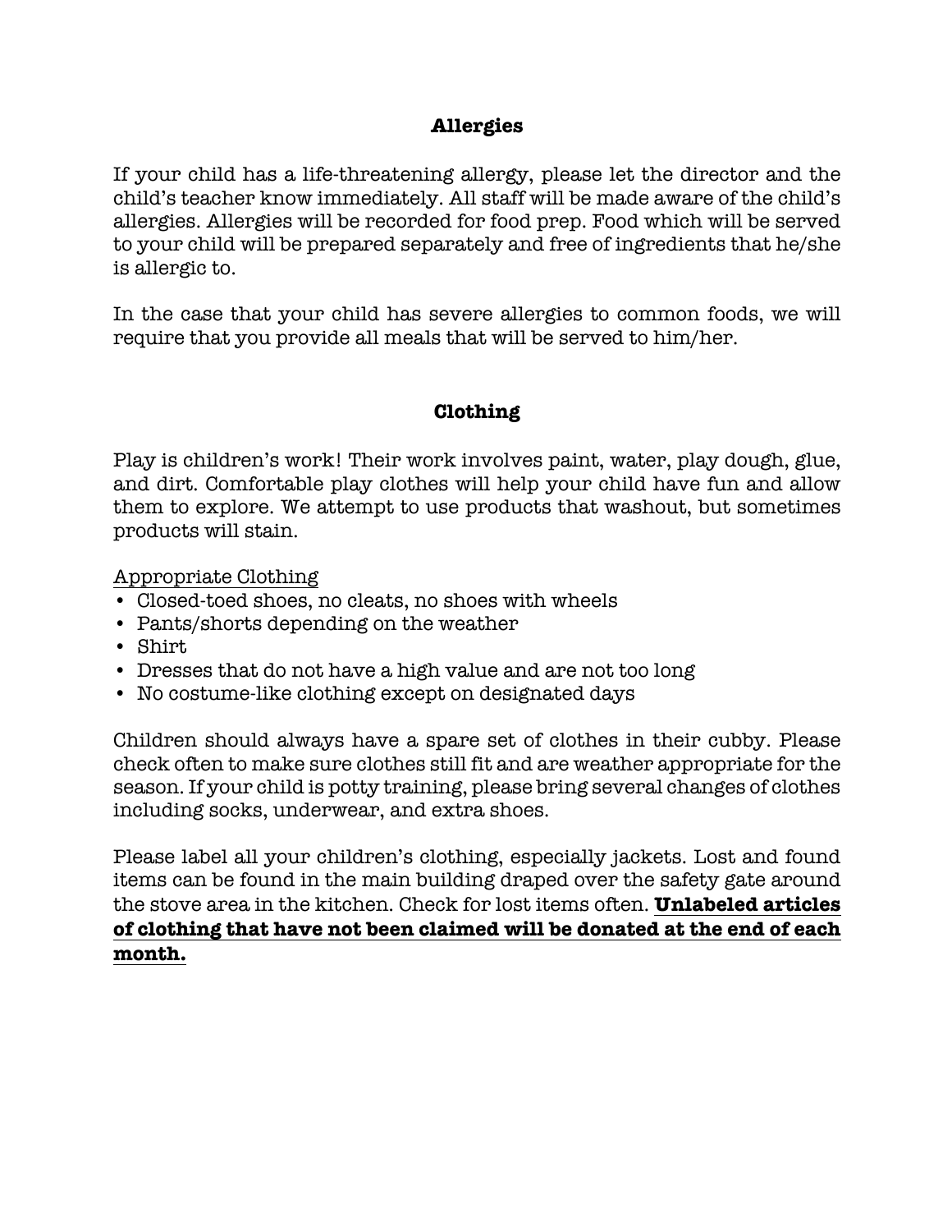## Allergies

If your child has a life-threatening allergy, please let the director and the child's teacher know immediately. All staff will be made aware of the child's allergies. Allergies will be recorded for food prep. Food which will be served to your child will be prepared separately and free of ingredients that he/she is allergic to.

In the case that your child has severe allergies to common foods, we will require that you provide all meals that will be served to him/her.

## Clothing

Play is children's work! Their work involves paint, water, play dough, glue, and dirt. Comfortable play clothes will help your child have fun and allow them to explore. We attempt to use products that washout, but sometimes products will stain.

<u>Appropriate Clothing</u>

- Closed-toed shoes, no cleats, no shoes with wheels
- Pants/shorts depending on the weather
- Shirt
- Dresses that do not have a high value and are not too long
- No costume-like clothing except on designated days

Children should always have a spare set of clothes in their cubby. Please check often to make sure clothes still fit and are weather appropriate for the season. If your child is potty training, please bring several changes of clothes including socks, underwear, and extra shoes.

Please label all your children's clothing, especially jackets. Lost and found items can be found in the main building draped over the safety gate around the stove area in the kitchen. Check for lost items often. **<u>Unlabeled articles of clothing that have not been claimed will be donated at the end of each month.</u>**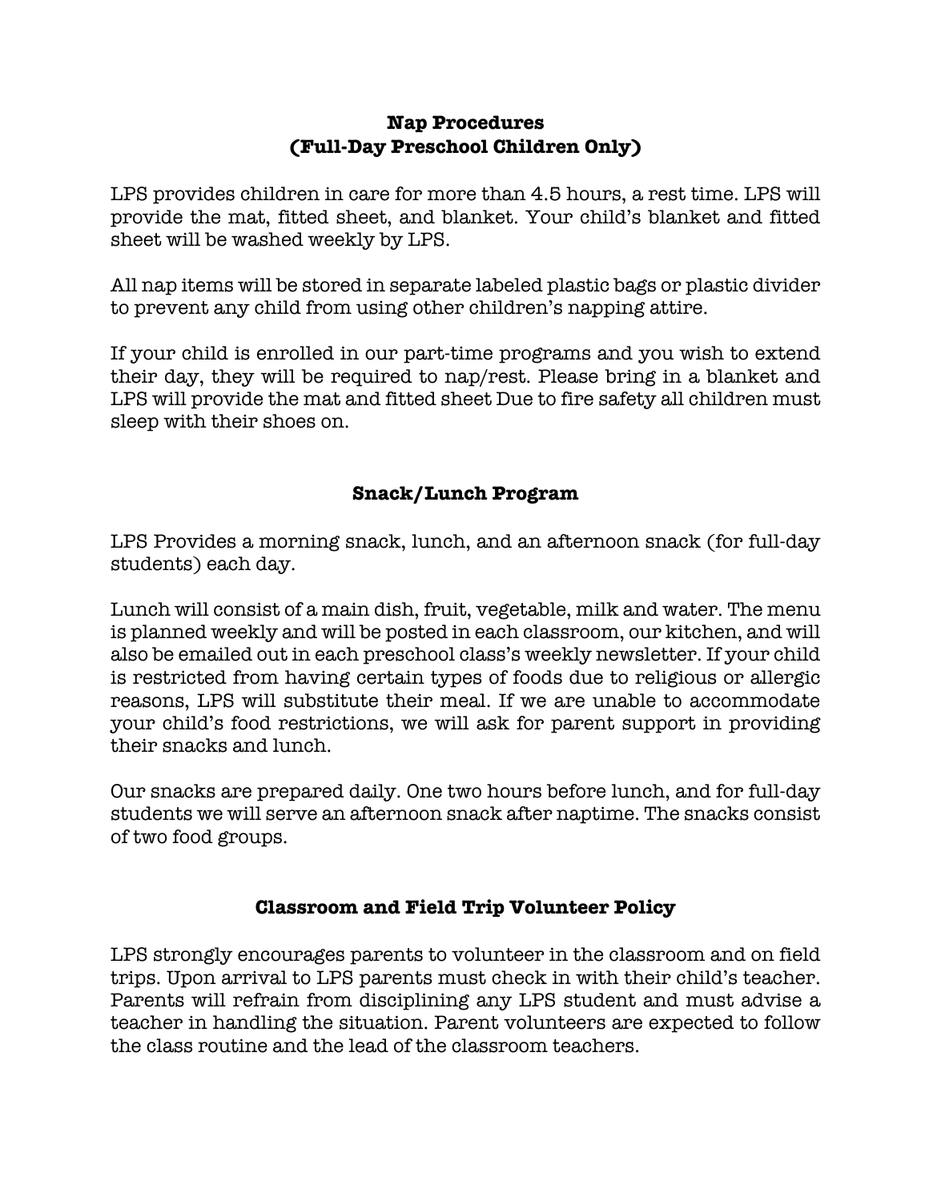## Nap Procedures
## (Full-Day Preschool Children Only)

LPS provides children in care for more than 4.5 hours, a rest time. LPS will provide the mat, fitted sheet, and blanket. Your child's blanket and fitted sheet will be washed weekly by LPS.

All nap items will be stored in separate labeled plastic bags or plastic divider to prevent any child from using other children's napping attire.

If your child is enrolled in our part-time programs and you wish to extend their day, they will be required to nap/rest. Please bring in a blanket and LPS will provide the mat and fitted sheet Due to fire safety all children must sleep with their shoes on.

## Snack/Lunch Program

LPS Provides a morning snack, lunch, and an afternoon snack (for full-day students) each day.

Lunch will consist of a main dish, fruit, vegetable, milk and water. The menu is planned weekly and will be posted in each classroom, our kitchen, and will also be emailed out in each preschool class's weekly newsletter. If your child is restricted from having certain types of foods due to religious or allergic reasons, LPS will substitute their meal. If we are unable to accommodate your child's food restrictions, we will ask for parent support in providing their snacks and lunch.

Our snacks are prepared daily. One two hours before lunch, and for full-day students we will serve an afternoon snack after naptime. The snacks consist of two food groups.

## Classroom and Field Trip Volunteer Policy

LPS strongly encourages parents to volunteer in the classroom and on field trips. Upon arrival to LPS parents must check in with their child's teacher. Parents will refrain from disciplining any LPS student and must advise a teacher in handling the situation. Parent volunteers are expected to follow the class routine and the lead of the classroom teachers.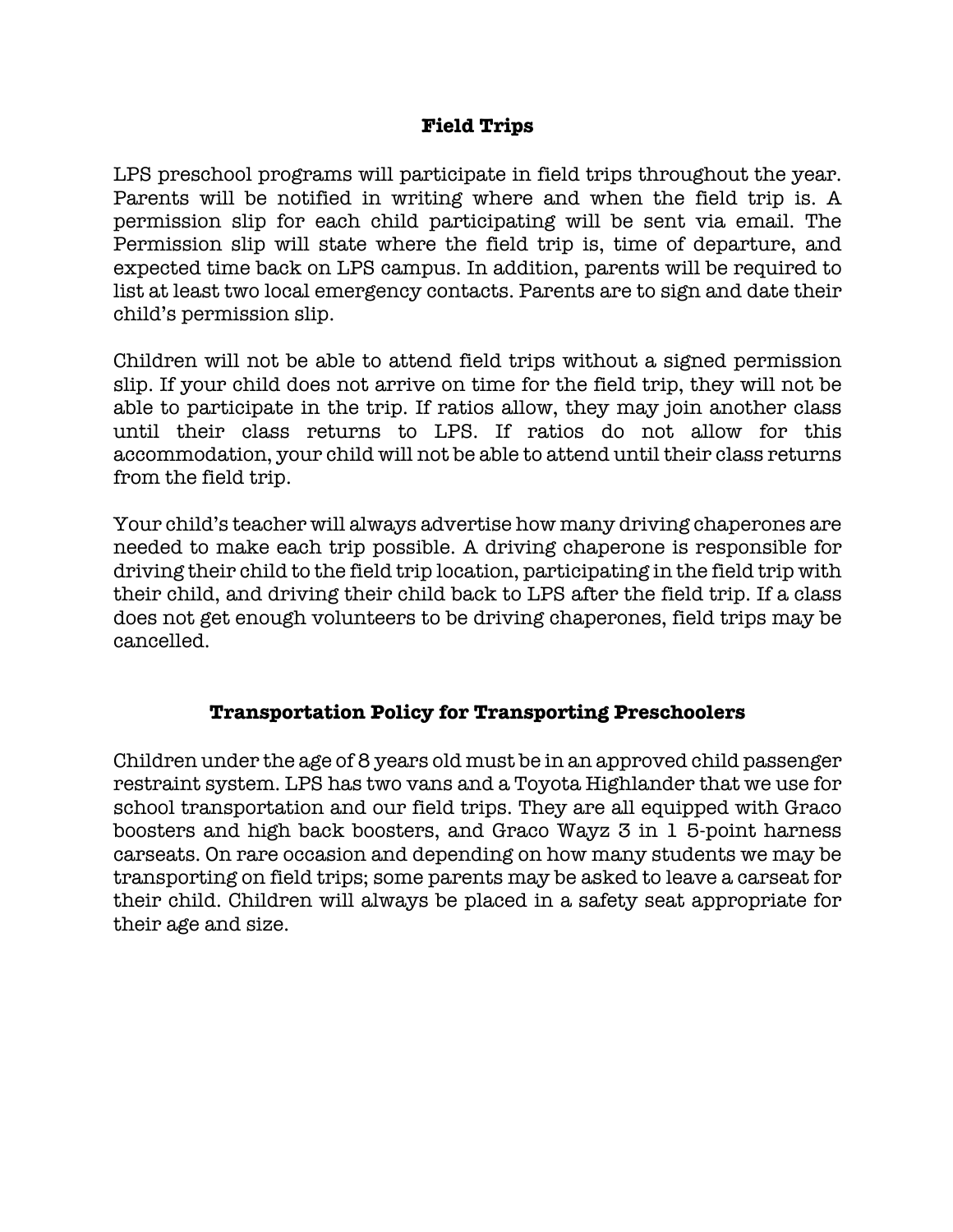## Field Trips

LPS preschool programs will participate in field trips throughout the year. Parents will be notified in writing where and when the field trip is. A permission slip for each child participating will be sent via email. The Permission slip will state where the field trip is, time of departure, and expected time back on LPS campus. In addition, parents will be required to list at least two local emergency contacts. Parents are to sign and date their child's permission slip.

Children will not be able to attend field trips without a signed permission slip. If your child does not arrive on time for the field trip, they will not be able to participate in the trip. If ratios allow, they may join another class until their class returns to LPS. If ratios do not allow for this accommodation, your child will not be able to attend until their class returns from the field trip.

Your child's teacher will always advertise how many driving chaperones are needed to make each trip possible. A driving chaperone is responsible for driving their child to the field trip location, participating in the field trip with their child, and driving their child back to LPS after the field trip. If a class does not get enough volunteers to be driving chaperones, field trips may be cancelled.

## Transportation Policy for Transporting Preschoolers

Children under the age of 8 years old must be in an approved child passenger restraint system. LPS has two vans and a Toyota Highlander that we use for school transportation and our field trips. They are all equipped with Graco boosters and high back boosters, and Graco Wayz 3 in 1 5-point harness carseats. On rare occasion and depending on how many students we may be transporting on field trips; some parents may be asked to leave a carseat for their child. Children will always be placed in a safety seat appropriate for their age and size.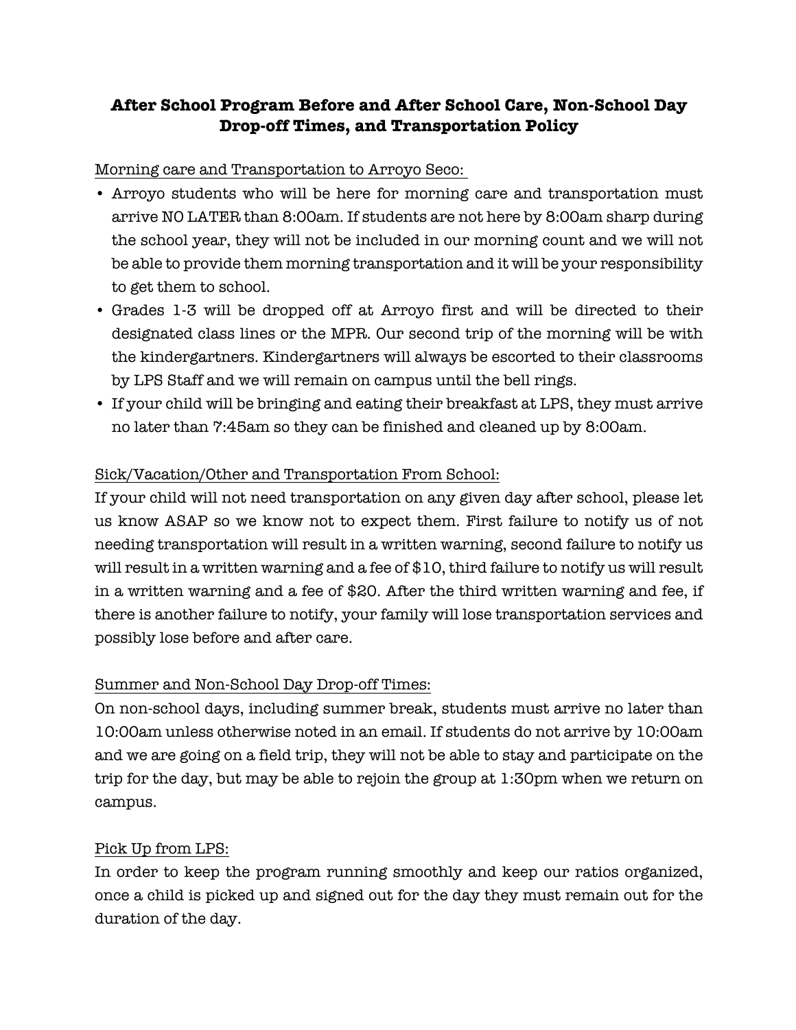## After School Program Before and After School Care, Non-School Day Drop-off Times, and Transportation Policy

Morning care and Transportation to Arroyo Seco:

- Arroyo students who will be here for morning care and transportation must arrive NO LATER than 8:00am. If students are not here by 8:00am sharp during the school year, they will not be included in our morning count and we will not be able to provide them morning transportation and it will be your responsibility to get them to school.
- Grades 1-3 will be dropped off at Arroyo first and will be directed to their designated class lines or the MPR. Our second trip of the morning will be with the kindergartners. Kindergartners will always be escorted to their classrooms by LPS Staff and we will remain on campus until the bell rings.
- If your child will be bringing and eating their breakfast at LPS, they must arrive no later than 7:45am so they can be finished and cleaned up by 8:00am.

Sick/Vacation/Other and Transportation From School:

If your child will not need transportation on any given day after school, please let us know ASAP so we know not to expect them. First failure to notify us of not needing transportation will result in a written warning, second failure to notify us will result in a written warning and a fee of $10, third failure to notify us will result in a written warning and a fee of $20. After the third written warning and fee, if there is another failure to notify, your family will lose transportation services and possibly lose before and after care.

Summer and Non-School Day Drop-off Times:

On non-school days, including summer break, students must arrive no later than 10:00am unless otherwise noted in an email. If students do not arrive by 10:00am and we are going on a field trip, they will not be able to stay and participate on the trip for the day, but may be able to rejoin the group at 1:30pm when we return on campus.

Pick Up from LPS:

In order to keep the program running smoothly and keep our ratios organized, once a child is picked up and signed out for the day they must remain out for the duration of the day.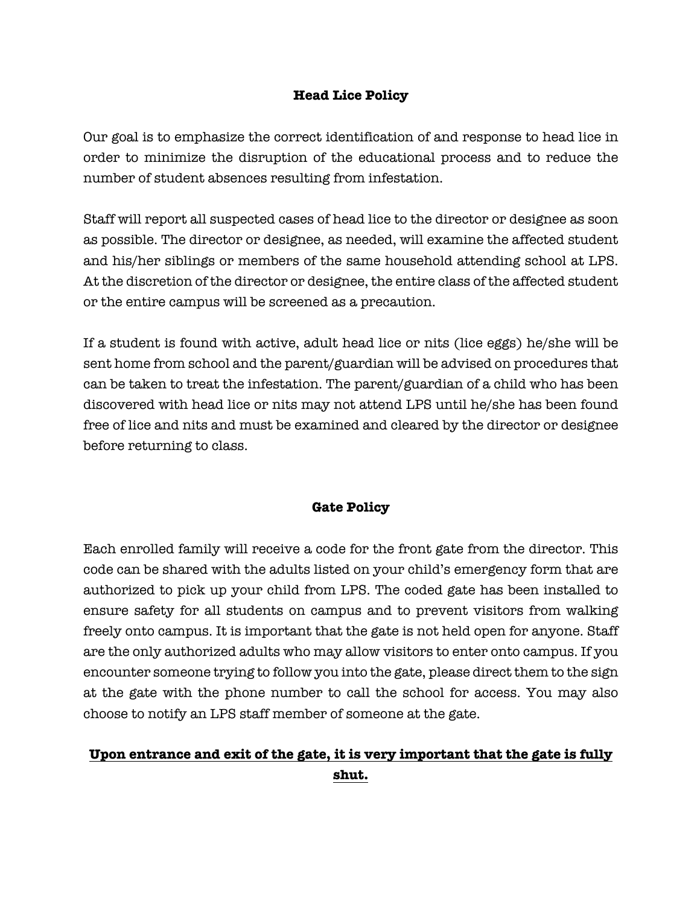## Head Lice Policy

Our goal is to emphasize the correct identification of and response to head lice in order to minimize the disruption of the educational process and to reduce the number of student absences resulting from infestation.

Staff will report all suspected cases of head lice to the director or designee as soon as possible. The director or designee, as needed, will examine the affected student and his/her siblings or members of the same household attending school at LPS. At the discretion of the director or designee, the entire class of the affected student or the entire campus will be screened as a precaution.

If a student is found with active, adult head lice or nits (lice eggs) he/she will be sent home from school and the parent/guardian will be advised on procedures that can be taken to treat the infestation. The parent/guardian of a child who has been discovered with head lice or nits may not attend LPS until he/she has been found free of lice and nits and must be examined and cleared by the director or designee before returning to class.

## Gate Policy

Each enrolled family will receive a code for the front gate from the director. This code can be shared with the adults listed on your child's emergency form that are authorized to pick up your child from LPS. The coded gate has been installed to ensure safety for all students on campus and to prevent visitors from walking freely onto campus. It is important that the gate is not held open for anyone. Staff are the only authorized adults who may allow visitors to enter onto campus. If you encounter someone trying to follow you into the gate, please direct them to the sign at the gate with the phone number to call the school for access. You may also choose to notify an LPS staff member of someone at the gate.

**<u>Upon entrance and exit of the gate, it is very important that the gate is fully shut.</u>**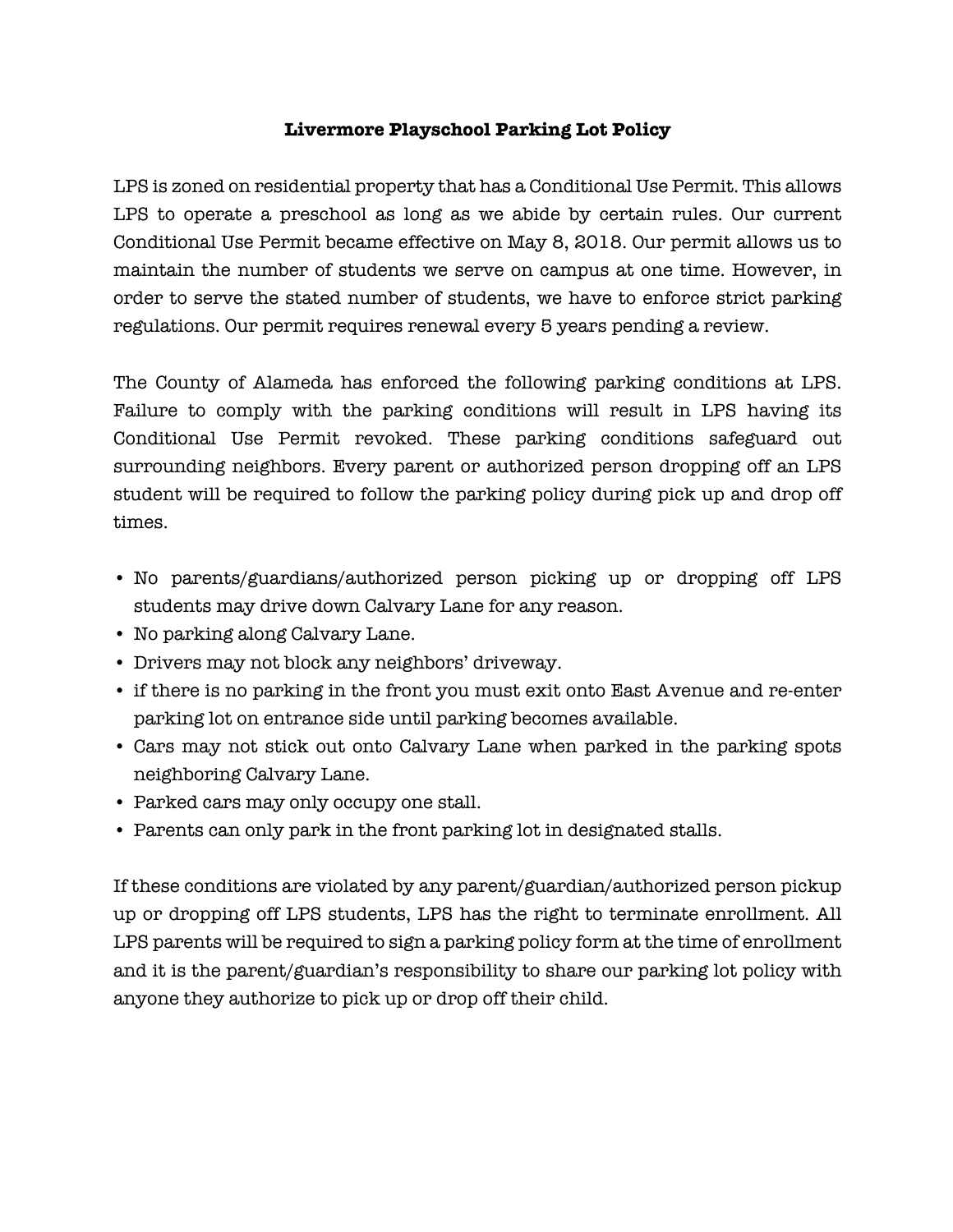# Livermore Playschool Parking Lot Policy

LPS is zoned on residential property that has a Conditional Use Permit. This allows LPS to operate a preschool as long as we abide by certain rules. Our current Conditional Use Permit became effective on May 8, 2018. Our permit allows us to maintain the number of students we serve on campus at one time. However, in order to serve the stated number of students, we have to enforce strict parking regulations. Our permit requires renewal every 5 years pending a review.

The County of Alameda has enforced the following parking conditions at LPS. Failure to comply with the parking conditions will result in LPS having its Conditional Use Permit revoked. These parking conditions safeguard out surrounding neighbors. Every parent or authorized person dropping off an LPS student will be required to follow the parking policy during pick up and drop off times.

- No parents/guardians/authorized person picking up or dropping off LPS students may drive down Calvary Lane for any reason.
- No parking along Calvary Lane.
- Drivers may not block any neighbors' driveway.
- if there is no parking in the front you must exit onto East Avenue and re-enter parking lot on entrance side until parking becomes available.
- Cars may not stick out onto Calvary Lane when parked in the parking spots neighboring Calvary Lane.
- Parked cars may only occupy one stall.
- Parents can only park in the front parking lot in designated stalls.

If these conditions are violated by any parent/guardian/authorized person pickup up or dropping off LPS students, LPS has the right to terminate enrollment. All LPS parents will be required to sign a parking policy form at the time of enrollment and it is the parent/guardian's responsibility to share our parking lot policy with anyone they authorize to pick up or drop off their child.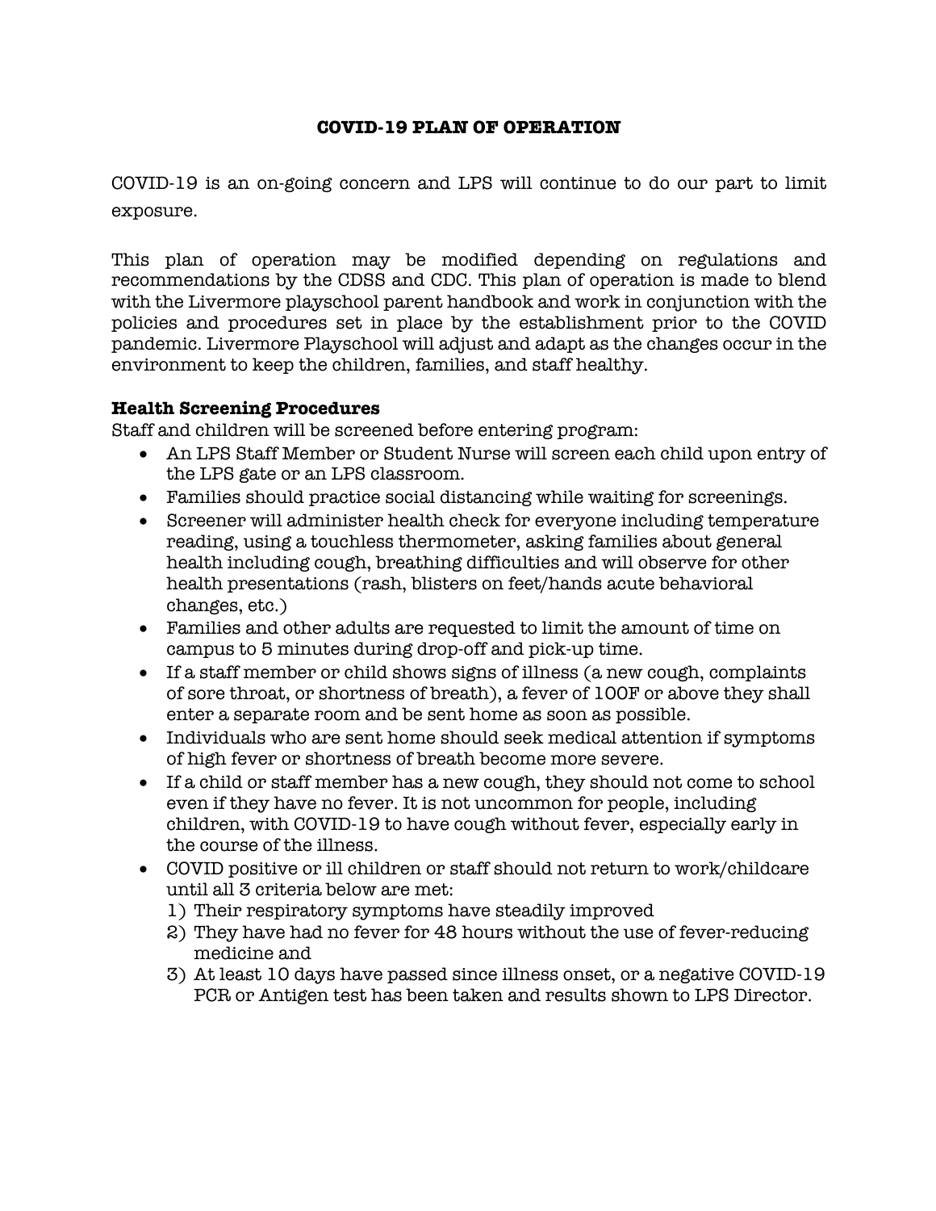# COVID-19 PLAN OF OPERATION

COVID-19 is an on-going concern and LPS will continue to do our part to limit exposure.

This plan of operation may be modified depending on regulations and recommendations by the CDSS and CDC. This plan of operation is made to blend with the Livermore playschool parent handbook and work in conjunction with the policies and procedures set in place by the establishment prior to the COVID pandemic. Livermore Playschool will adjust and adapt as the changes occur in the environment to keep the children, families, and staff healthy.

## Health Screening Procedures

Staff and children will be screened before entering program:

- An LPS Staff Member or Student Nurse will screen each child upon entry of the LPS gate or an LPS classroom.
- Families should practice social distancing while waiting for screenings.
- Screener will administer health check for everyone including temperature reading, using a touchless thermometer, asking families about general health including cough, breathing difficulties and will observe for other health presentations (rash, blisters on feet/hands acute behavioral changes, etc.)
- Families and other adults are requested to limit the amount of time on campus to 5 minutes during drop-off and pick-up time.
- If a staff member or child shows signs of illness (a new cough, complaints of sore throat, or shortness of breath), a fever of 100F or above they shall enter a separate room and be sent home as soon as possible.
- Individuals who are sent home should seek medical attention if symptoms of high fever or shortness of breath become more severe.
- If a child or staff member has a new cough, they should not come to school even if they have no fever. It is not uncommon for people, including children, with COVID-19 to have cough without fever, especially early in the course of the illness.
- COVID positive or ill children or staff should not return to work/childcare until all 3 criteria below are met:
  1) Their respiratory symptoms have steadily improved
  2) They have had no fever for 48 hours without the use of fever-reducing medicine and
  3) At least 10 days have passed since illness onset, or a negative COVID-19 PCR or Antigen test has been taken and results shown to LPS Director.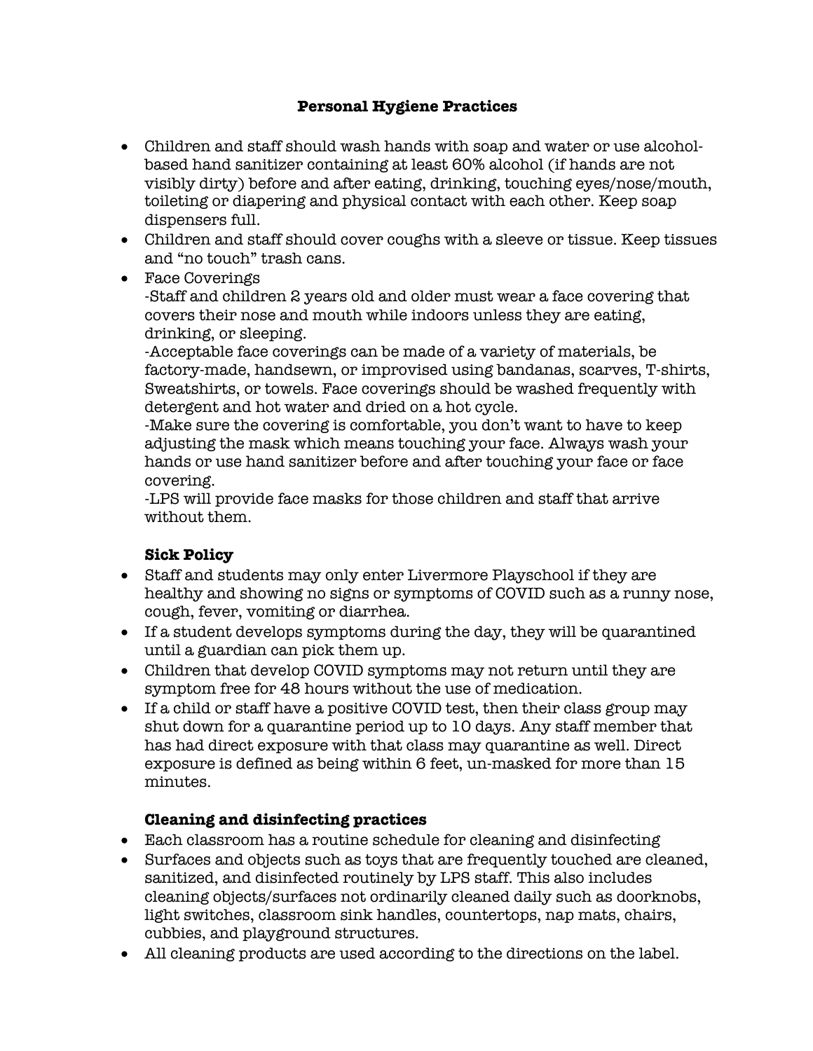## Personal Hygiene Practices

- Children and staff should wash hands with soap and water or use alcohol-based hand sanitizer containing at least 60% alcohol (if hands are not visibly dirty) before and after eating, drinking, touching eyes/nose/mouth, toileting or diapering and physical contact with each other. Keep soap dispensers full.
- Children and staff should cover coughs with a sleeve or tissue. Keep tissues and "no touch" trash cans.
- Face Coverings
  -Staff and children 2 years old and older must wear a face covering that covers their nose and mouth while indoors unless they are eating, drinking, or sleeping.
  -Acceptable face coverings can be made of a variety of materials, be factory-made, handsewn, or improvised using bandanas, scarves, T-shirts, Sweatshirts, or towels. Face coverings should be washed frequently with detergent and hot water and dried on a hot cycle.
  -Make sure the covering is comfortable, you don't want to have to keep adjusting the mask which means touching your face. Always wash your hands or use hand sanitizer before and after touching your face or face covering.
  -LPS will provide face masks for those children and staff that arrive without them.

### Sick Policy

- Staff and students may only enter Livermore Playschool if they are healthy and showing no signs or symptoms of COVID such as a runny nose, cough, fever, vomiting or diarrhea.
- If a student develops symptoms during the day, they will be quarantined until a guardian can pick them up.
- Children that develop COVID symptoms may not return until they are symptom free for 48 hours without the use of medication.
- If a child or staff have a positive COVID test, then their class group may shut down for a quarantine period up to 10 days. Any staff member that has had direct exposure with that class may quarantine as well. Direct exposure is defined as being within 6 feet, un-masked for more than 15 minutes.

### Cleaning and disinfecting practices

- Each classroom has a routine schedule for cleaning and disinfecting
- Surfaces and objects such as toys that are frequently touched are cleaned, sanitized, and disinfected routinely by LPS staff. This also includes cleaning objects/surfaces not ordinarily cleaned daily such as doorknobs, light switches, classroom sink handles, countertops, nap mats, chairs, cubbies, and playground structures.
- All cleaning products are used according to the directions on the label.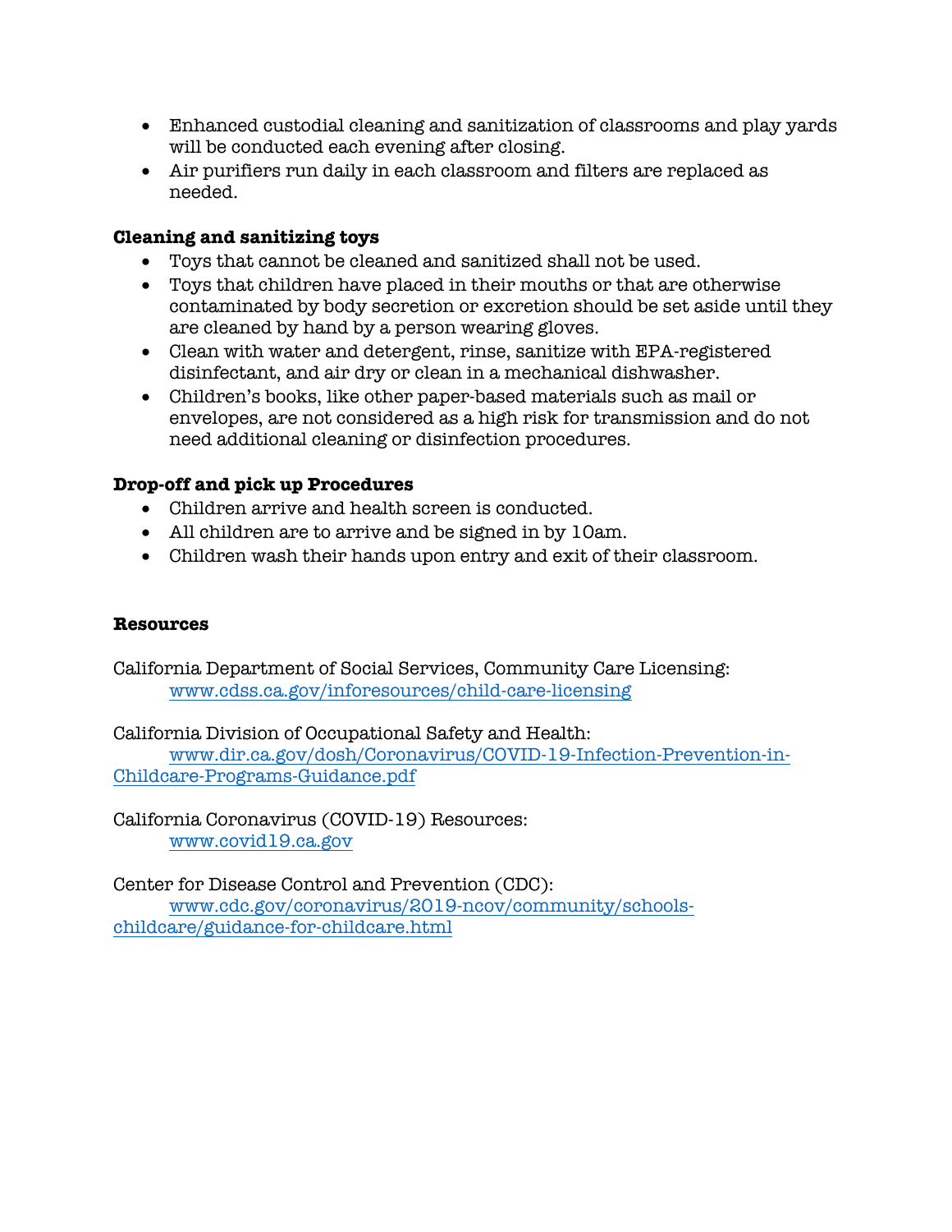- Enhanced custodial cleaning and sanitization of classrooms and play yards will be conducted each evening after closing.
- Air purifiers run daily in each classroom and filters are replaced as needed.

**Cleaning and sanitizing toys**

- Toys that cannot be cleaned and sanitized shall not be used.
- Toys that children have placed in their mouths or that are otherwise contaminated by body secretion or excretion should be set aside until they are cleaned by hand by a person wearing gloves.
- Clean with water and detergent, rinse, sanitize with EPA-registered disinfectant, and air dry or clean in a mechanical dishwasher.
- Children's books, like other paper-based materials such as mail or envelopes, are not considered as a high risk for transmission and do not need additional cleaning or disinfection procedures.

**Drop-off and pick up Procedures**

- Children arrive and health screen is conducted.
- All children are to arrive and be signed in by 10am.
- Children wash their hands upon entry and exit of their classroom.

**Resources**

California Department of Social Services, Community Care Licensing:
www.cdss.ca.gov/inforesources/child-care-licensing

California Division of Occupational Safety and Health:
www.dir.ca.gov/dosh/Coronavirus/COVID-19-Infection-Prevention-in-Childcare-Programs-Guidance.pdf

California Coronavirus (COVID-19) Resources:
www.covid19.ca.gov

Center for Disease Control and Prevention (CDC):
www.cdc.gov/coronavirus/2019-ncov/community/schools-childcare/guidance-for-childcare.html